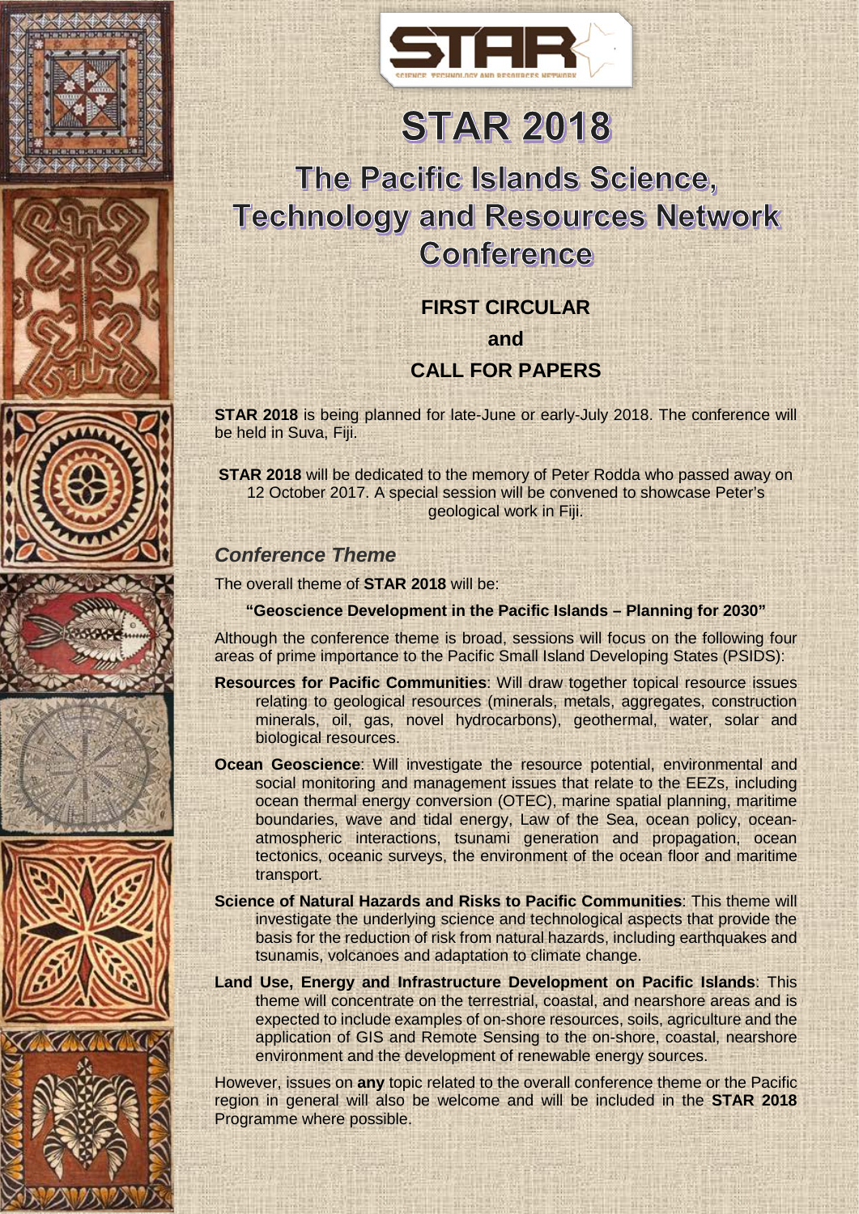# STAR 2018

## The Pacific Islands Science, Technology and Resources Network Conference

**FIRST CIRCULAR**

**and**

**CALL FOR PAPERS**

**STAR 2018** is being planned for late-June or early-July 2018. The conference will be held in Suva, Fiji.

**STAR 2018** will be dedicated to the memory of Peter Rodda who passed away on 12 October 2017. A special session will be convened to showcase Peter's geological work in Fiji.

### *Conference Theme*

The overall theme of **STAR 2018** will be:

**"Geoscience Development in the Pacific Islands – Planning for 2030"**

Although the conference theme is broad, sessions will focus on the following four areas of prime importance to the Pacific Small Island Developing States (PSIDS):

**Resources for Pacific Communities**: Will draw together topical resource issues relating to geological resources (minerals, metals, aggregates, construction minerals, oil, gas, novel hydrocarbons), geothermal, water, solar and biological resources.

**Ocean Geoscience**: Will investigate the resource potential, environmental and social monitoring and management issues that relate to the EEZs, including ocean thermal energy conversion (OTEC), marine spatial planning, maritime boundaries, wave and tidal energy, Law of the Sea, ocean policy, ocean-atmospheric interactions, tsunami generation and propagation, ocean tectonics, oceanic surveys, the environment of the ocean floor and maritime transport.

**Science of Natural Hazards and Risks to Pacific Communities**: This theme will investigate the underlying science and technological aspects that provide the basis for the reduction of risk from natural hazards, including earthquakes and tsunamis, volcanoes and adaptation to climate change.

**Land Use, Energy and Infrastructure Development on Pacific Islands**: This theme will concentrate on the terrestrial, coastal, and nearshore areas and is expected to include examples of on-shore resources, soils, agriculture and the application of GIS and Remote Sensing to the on-shore, coastal, nearshore environment and the development of renewable energy sources.

However, issues on **any** topic related to the overall conference theme or the Pacific region in general will also be welcome and will be included in the **STAR 2018** Programme where possible.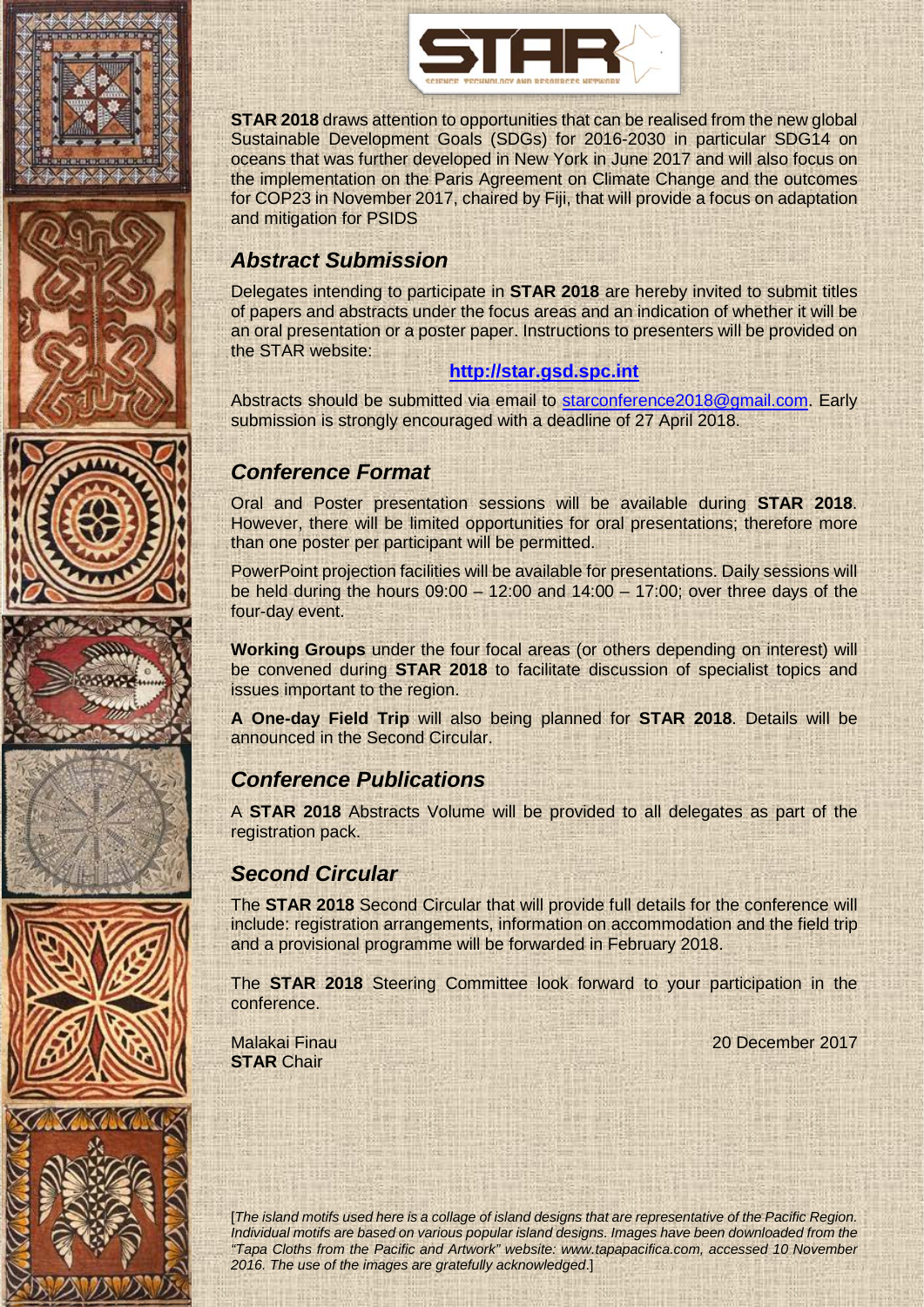**STAR 2018** draws attention to opportunities that can be realised from the new global Sustainable Development Goals (SDGs) for 2016-2030 in particular SDG14 on oceans that was further developed in New York in June 2017 and will also focus on the implementation on the Paris Agreement on Climate Change and the outcomes for COP23 in November 2017, chaired by Fiji, that will provide a focus on adaptation and mitigation for PSIDS

## *Abstract Submission*

Delegates intending to participate in **STAR 2018** are hereby invited to submit titles of papers and abstracts under the focus areas and an indication of whether it will be an oral presentation or a poster paper. Instructions to presenters will be provided on the STAR website:

**http://star.gsd.spc.int**

Abstracts should be submitted via email to starconference2018@gmail.com. Early submission is strongly encouraged with a deadline of 27 April 2018.

## *Conference Format*

Oral and Poster presentation sessions will be available during **STAR 2018**. However, there will be limited opportunities for oral presentations; therefore more than one poster per participant will be permitted.

PowerPoint projection facilities will be available for presentations. Daily sessions will be held during the hours 09:00 – 12:00 and 14:00 – 17:00; over three days of the four-day event.

**Working Groups** under the four focal areas (or others depending on interest) will be convened during **STAR 2018** to facilitate discussion of specialist topics and issues important to the region.

**A One-day Field Trip** will also being planned for **STAR 2018**. Details will be announced in the Second Circular.

## *Conference Publications*

A **STAR 2018** Abstracts Volume will be provided to all delegates as part of the registration pack.

## *Second Circular*

The **STAR 2018** Second Circular that will provide full details for the conference will include: registration arrangements, information on accommodation and the field trip and a provisional programme will be forwarded in February 2018.

The **STAR 2018** Steering Committee look forward to your participation in the conference.

Malakai Finau
**STAR** Chair

20 December 2017

[*The island motifs used here is a collage of island designs that are representative of the Pacific Region. Individual motifs are based on various popular island designs. Images have been downloaded from the "Tapa Cloths from the Pacific and Artwork" website: www.tapapacifica.com, accessed 10 November 2016. The use of the images are gratefully acknowledged*.]